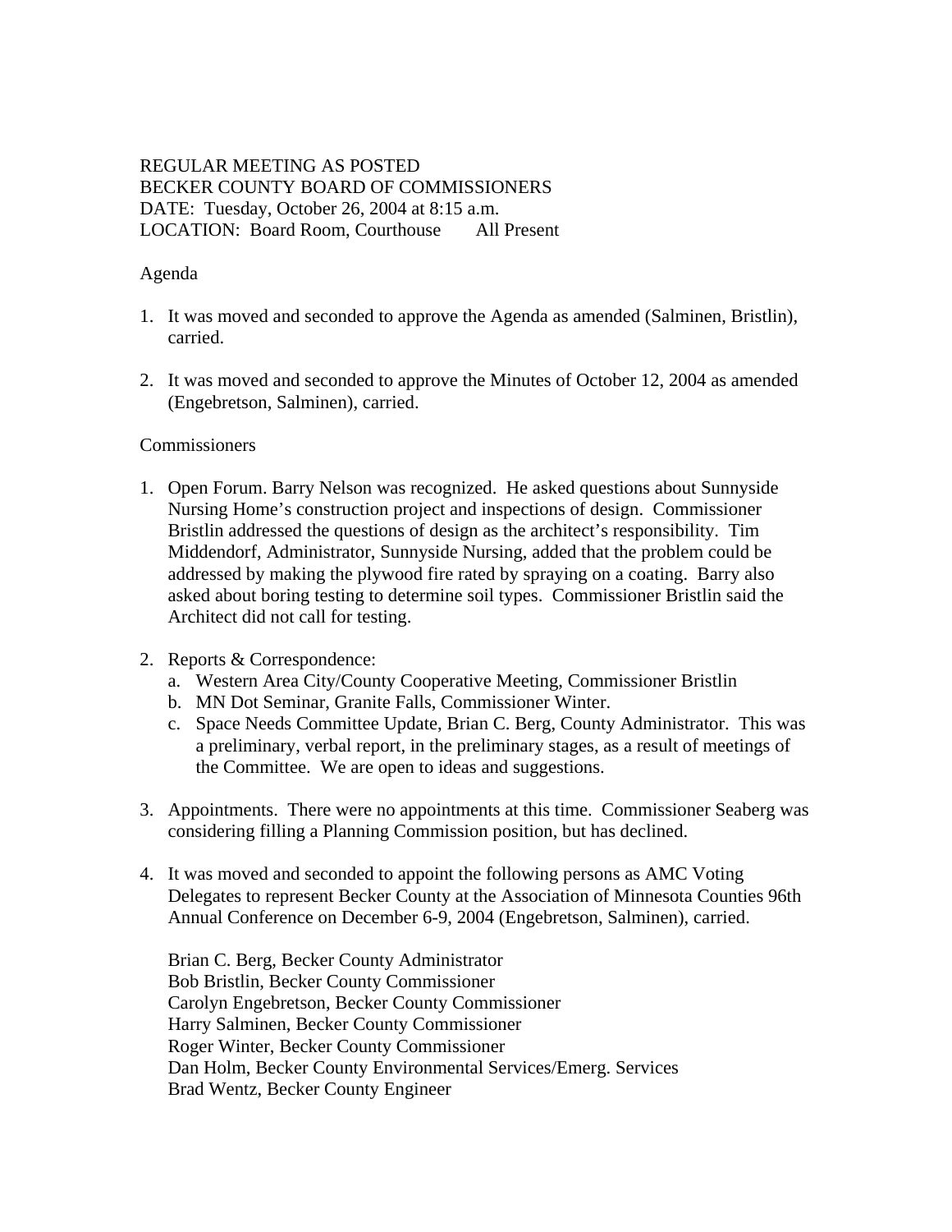REGULAR MEETING AS POSTED
BECKER COUNTY BOARD OF COMMISSIONERS
DATE: Tuesday, October 26, 2004 at 8:15 a.m.
LOCATION: Board Room, Courthouse All Present

Agenda

1. It was moved and seconded to approve the Agenda as amended (Salminen, Bristlin), carried.

2. It was moved and seconded to approve the Minutes of October 12, 2004 as amended (Engebretson, Salminen), carried.

Commissioners

1. Open Forum. Barry Nelson was recognized. He asked questions about Sunnyside Nursing Home's construction project and inspections of design. Commissioner Bristlin addressed the questions of design as the architect's responsibility. Tim Middendorf, Administrator, Sunnyside Nursing, added that the problem could be addressed by making the plywood fire rated by spraying on a coating. Barry also asked about boring testing to determine soil types. Commissioner Bristlin said the Architect did not call for testing.

2. Reports & Correspondence:
   a. Western Area City/County Cooperative Meeting, Commissioner Bristlin
   b. MN Dot Seminar, Granite Falls, Commissioner Winter.
   c. Space Needs Committee Update, Brian C. Berg, County Administrator. This was a preliminary, verbal report, in the preliminary stages, as a result of meetings of the Committee. We are open to ideas and suggestions.

3. Appointments. There were no appointments at this time. Commissioner Seaberg was considering filling a Planning Commission position, but has declined.

4. It was moved and seconded to appoint the following persons as AMC Voting Delegates to represent Becker County at the Association of Minnesota Counties 96th Annual Conference on December 6-9, 2004 (Engebretson, Salminen), carried.

   Brian C. Berg, Becker County Administrator
   Bob Bristlin, Becker County Commissioner
   Carolyn Engebretson, Becker County Commissioner
   Harry Salminen, Becker County Commissioner
   Roger Winter, Becker County Commissioner
   Dan Holm, Becker County Environmental Services/Emerg. Services
   Brad Wentz, Becker County Engineer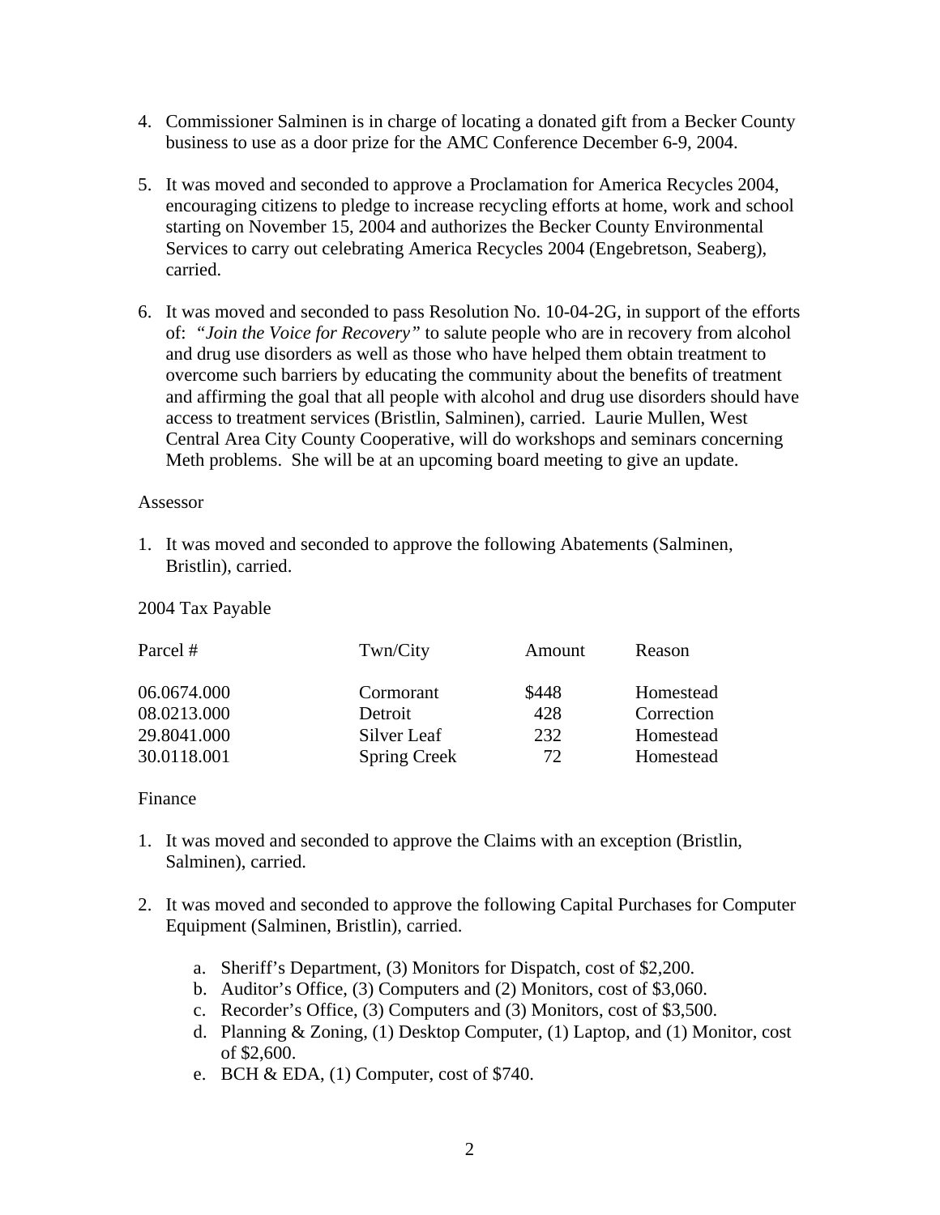4. Commissioner Salminen is in charge of locating a donated gift from a Becker County business to use as a door prize for the AMC Conference December 6-9, 2004.

5. It was moved and seconded to approve a Proclamation for America Recycles 2004, encouraging citizens to pledge to increase recycling efforts at home, work and school starting on November 15, 2004 and authorizes the Becker County Environmental Services to carry out celebrating America Recycles 2004 (Engebretson, Seaberg), carried.

6. It was moved and seconded to pass Resolution No. 10-04-2G, in support of the efforts of: *"Join the Voice for Recovery"* to salute people who are in recovery from alcohol and drug use disorders as well as those who have helped them obtain treatment to overcome such barriers by educating the community about the benefits of treatment and affirming the goal that all people with alcohol and drug use disorders should have access to treatment services (Bristlin, Salminen), carried. Laurie Mullen, West Central Area City County Cooperative, will do workshops and seminars concerning Meth problems. She will be at an upcoming board meeting to give an update.

Assessor

1. It was moved and seconded to approve the following Abatements (Salminen, Bristlin), carried.

2004 Tax Payable

| Parcel # | Twn/City | Amount | Reason |
|---|---|---|---|
| 06.0674.000 | Cormorant | $448 | Homestead |
| 08.0213.000 | Detroit | 428 | Correction |
| 29.8041.000 | Silver Leaf | 232 | Homestead |
| 30.0118.001 | Spring Creek | 72 | Homestead |

Finance

1. It was moved and seconded to approve the Claims with an exception (Bristlin, Salminen), carried.

2. It was moved and seconded to approve the following Capital Purchases for Computer Equipment (Salminen, Bristlin), carried.

    a. Sheriff's Department, (3) Monitors for Dispatch, cost of $2,200.
    b. Auditor's Office, (3) Computers and (2) Monitors, cost of $3,060.
    c. Recorder's Office, (3) Computers and (3) Monitors, cost of $3,500.
    d. Planning & Zoning, (1) Desktop Computer, (1) Laptop, and (1) Monitor, cost of $2,600.
    e. BCH & EDA, (1) Computer, cost of $740.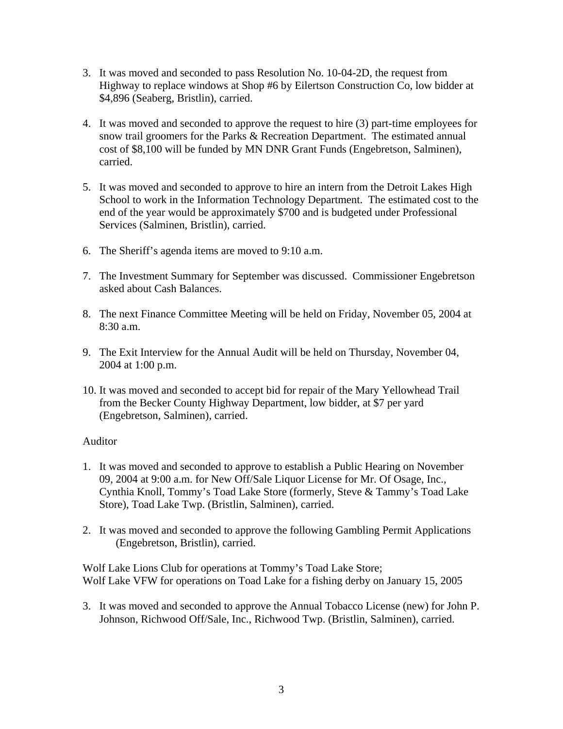3. It was moved and seconded to pass Resolution No. 10-04-2D, the request from Highway to replace windows at Shop #6 by Eilertson Construction Co, low bidder at $4,896 (Seaberg, Bristlin), carried.

4. It was moved and seconded to approve the request to hire (3) part-time employees for snow trail groomers for the Parks & Recreation Department. The estimated annual cost of $8,100 will be funded by MN DNR Grant Funds (Engebretson, Salminen), carried.

5. It was moved and seconded to approve to hire an intern from the Detroit Lakes High School to work in the Information Technology Department. The estimated cost to the end of the year would be approximately $700 and is budgeted under Professional Services (Salminen, Bristlin), carried.

6. The Sheriff's agenda items are moved to 9:10 a.m.

7. The Investment Summary for September was discussed. Commissioner Engebretson asked about Cash Balances.

8. The next Finance Committee Meeting will be held on Friday, November 05, 2004 at 8:30 a.m.

9. The Exit Interview for the Annual Audit will be held on Thursday, November 04, 2004 at 1:00 p.m.

10. It was moved and seconded to accept bid for repair of the Mary Yellowhead Trail from the Becker County Highway Department, low bidder, at $7 per yard (Engebretson, Salminen), carried.

Auditor

1. It was moved and seconded to approve to establish a Public Hearing on November 09, 2004 at 9:00 a.m. for New Off/Sale Liquor License for Mr. Of Osage, Inc., Cynthia Knoll, Tommy's Toad Lake Store (formerly, Steve & Tammy's Toad Lake Store), Toad Lake Twp. (Bristlin, Salminen), carried.

2. It was moved and seconded to approve the following Gambling Permit Applications (Engebretson, Bristlin), carried.

Wolf Lake Lions Club for operations at Tommy's Toad Lake Store;
Wolf Lake VFW for operations on Toad Lake for a fishing derby on January 15, 2005

3. It was moved and seconded to approve the Annual Tobacco License (new) for John P. Johnson, Richwood Off/Sale, Inc., Richwood Twp. (Bristlin, Salminen), carried.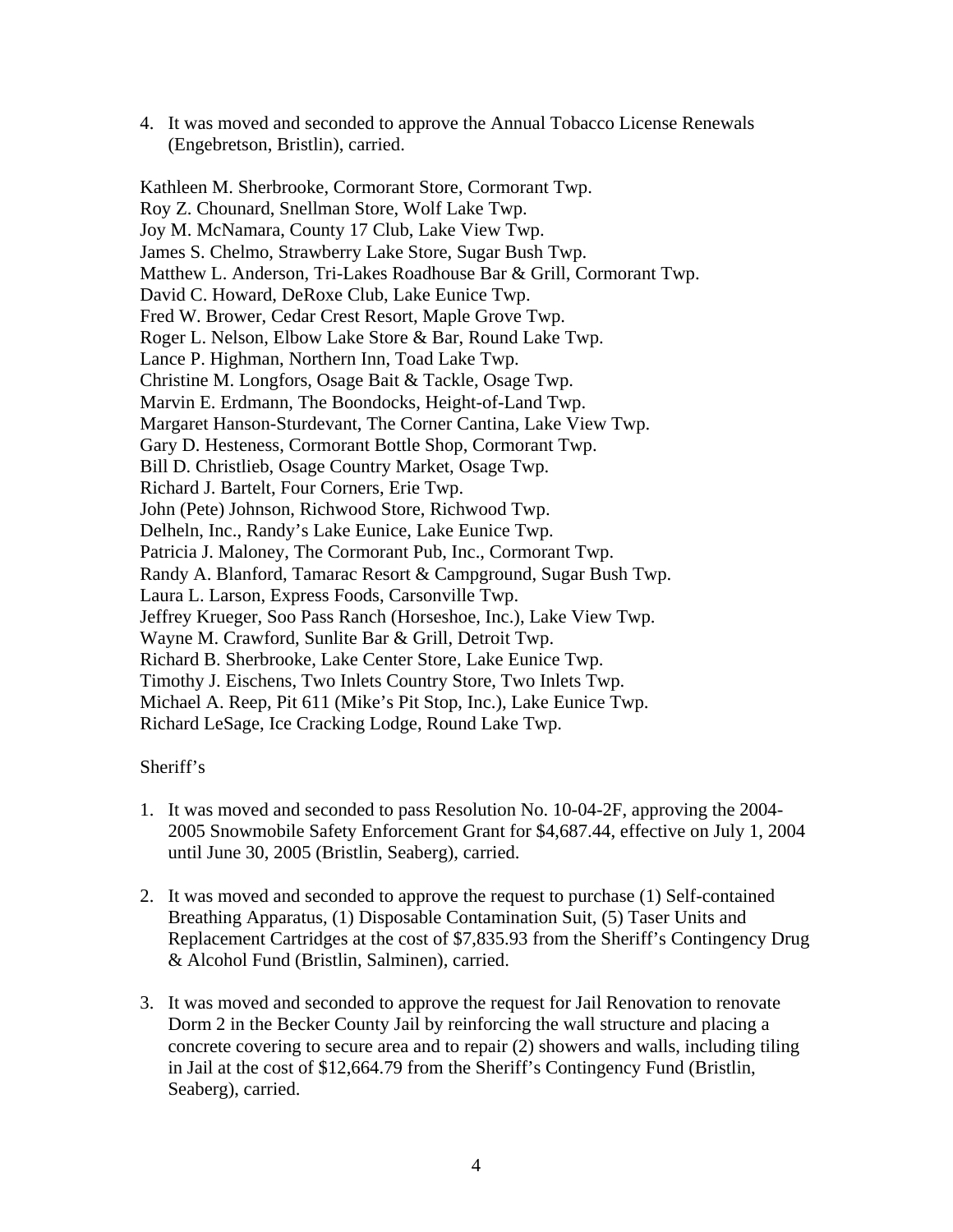4. It was moved and seconded to approve the Annual Tobacco License Renewals (Engebretson, Bristlin), carried.

Kathleen M. Sherbrooke, Cormorant Store, Cormorant Twp.
Roy Z. Chounard, Snellman Store, Wolf Lake Twp.
Joy M. McNamara, County 17 Club, Lake View Twp.
James S. Chelmo, Strawberry Lake Store, Sugar Bush Twp.
Matthew L. Anderson, Tri-Lakes Roadhouse Bar & Grill, Cormorant Twp.
David C. Howard, DeRoxe Club, Lake Eunice Twp.
Fred W. Brower, Cedar Crest Resort, Maple Grove Twp.
Roger L. Nelson, Elbow Lake Store & Bar, Round Lake Twp.
Lance P. Highman, Northern Inn, Toad Lake Twp.
Christine M. Longfors, Osage Bait & Tackle, Osage Twp.
Marvin E. Erdmann, The Boondocks, Height-of-Land Twp.
Margaret Hanson-Sturdevant, The Corner Cantina, Lake View Twp.
Gary D. Hesteness, Cormorant Bottle Shop, Cormorant Twp.
Bill D. Christlieb, Osage Country Market, Osage Twp.
Richard J. Bartelt, Four Corners, Erie Twp.
John (Pete) Johnson, Richwood Store, Richwood Twp.
Delheln, Inc., Randy's Lake Eunice, Lake Eunice Twp.
Patricia J. Maloney, The Cormorant Pub, Inc., Cormorant Twp.
Randy A. Blanford, Tamarac Resort & Campground, Sugar Bush Twp.
Laura L. Larson, Express Foods, Carsonville Twp.
Jeffrey Krueger, Soo Pass Ranch (Horseshoe, Inc.), Lake View Twp.
Wayne M. Crawford, Sunlite Bar & Grill, Detroit Twp.
Richard B. Sherbrooke, Lake Center Store, Lake Eunice Twp.
Timothy J. Eischens, Two Inlets Country Store, Two Inlets Twp.
Michael A. Reep, Pit 611 (Mike's Pit Stop, Inc.), Lake Eunice Twp.
Richard LeSage, Ice Cracking Lodge, Round Lake Twp.

Sheriff's

1. It was moved and seconded to pass Resolution No. 10-04-2F, approving the 2004-2005 Snowmobile Safety Enforcement Grant for $4,687.44, effective on July 1, 2004 until June 30, 2005 (Bristlin, Seaberg), carried.

2. It was moved and seconded to approve the request to purchase (1) Self-contained Breathing Apparatus, (1) Disposable Contamination Suit, (5) Taser Units and Replacement Cartridges at the cost of $7,835.93 from the Sheriff's Contingency Drug & Alcohol Fund (Bristlin, Salminen), carried.

3. It was moved and seconded to approve the request for Jail Renovation to renovate Dorm 2 in the Becker County Jail by reinforcing the wall structure and placing a concrete covering to secure area and to repair (2) showers and walls, including tiling in Jail at the cost of $12,664.79 from the Sheriff's Contingency Fund (Bristlin, Seaberg), carried.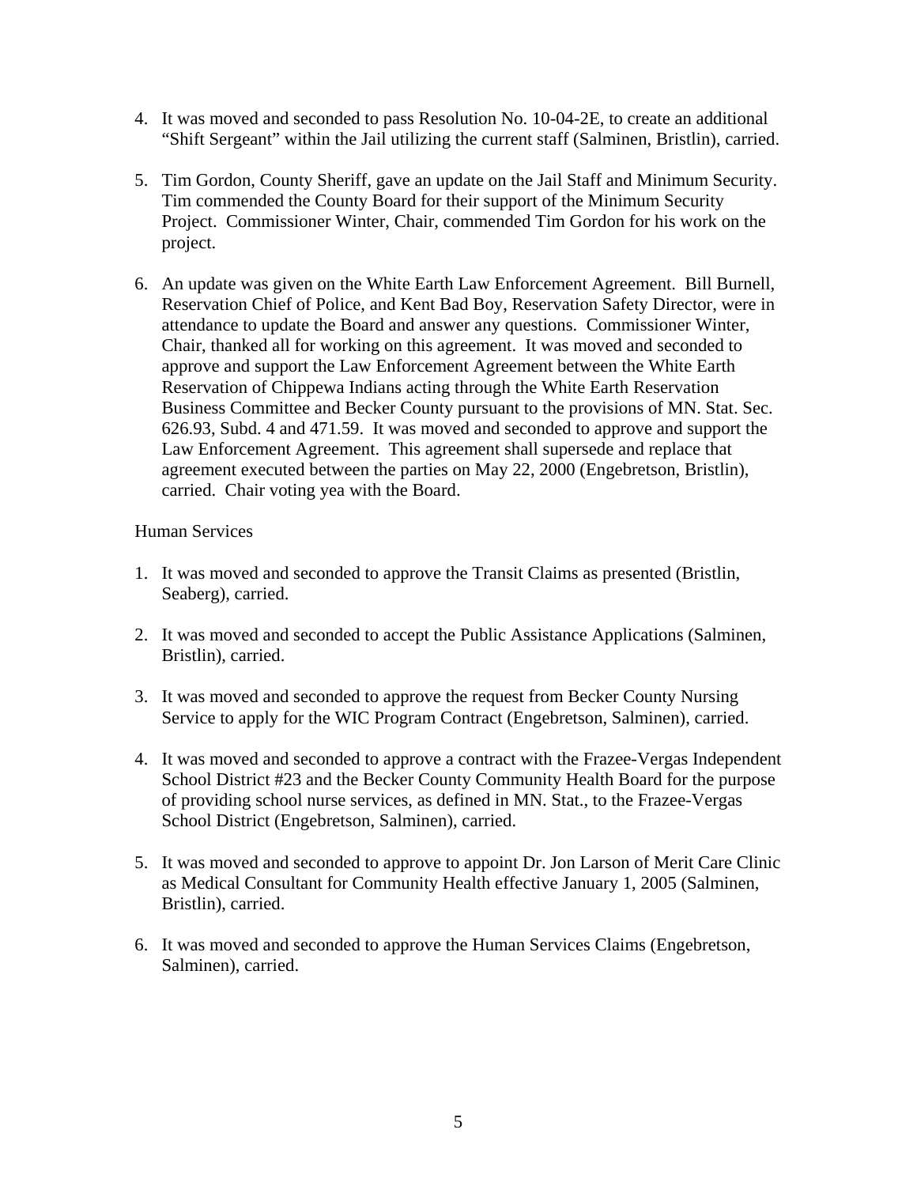4. It was moved and seconded to pass Resolution No. 10-04-2E, to create an additional "Shift Sergeant" within the Jail utilizing the current staff (Salminen, Bristlin), carried.

5. Tim Gordon, County Sheriff, gave an update on the Jail Staff and Minimum Security. Tim commended the County Board for their support of the Minimum Security Project. Commissioner Winter, Chair, commended Tim Gordon for his work on the project.

6. An update was given on the White Earth Law Enforcement Agreement. Bill Burnell, Reservation Chief of Police, and Kent Bad Boy, Reservation Safety Director, were in attendance to update the Board and answer any questions. Commissioner Winter, Chair, thanked all for working on this agreement. It was moved and seconded to approve and support the Law Enforcement Agreement between the White Earth Reservation of Chippewa Indians acting through the White Earth Reservation Business Committee and Becker County pursuant to the provisions of MN. Stat. Sec. 626.93, Subd. 4 and 471.59. It was moved and seconded to approve and support the Law Enforcement Agreement. This agreement shall supersede and replace that agreement executed between the parties on May 22, 2000 (Engebretson, Bristlin), carried. Chair voting yea with the Board.

Human Services

1. It was moved and seconded to approve the Transit Claims as presented (Bristlin, Seaberg), carried.

2. It was moved and seconded to accept the Public Assistance Applications (Salminen, Bristlin), carried.

3. It was moved and seconded to approve the request from Becker County Nursing Service to apply for the WIC Program Contract (Engebretson, Salminen), carried.

4. It was moved and seconded to approve a contract with the Frazee-Vergas Independent School District #23 and the Becker County Community Health Board for the purpose of providing school nurse services, as defined in MN. Stat., to the Frazee-Vergas School District (Engebretson, Salminen), carried.

5. It was moved and seconded to approve to appoint Dr. Jon Larson of Merit Care Clinic as Medical Consultant for Community Health effective January 1, 2005 (Salminen, Bristlin), carried.

6. It was moved and seconded to approve the Human Services Claims (Engebretson, Salminen), carried.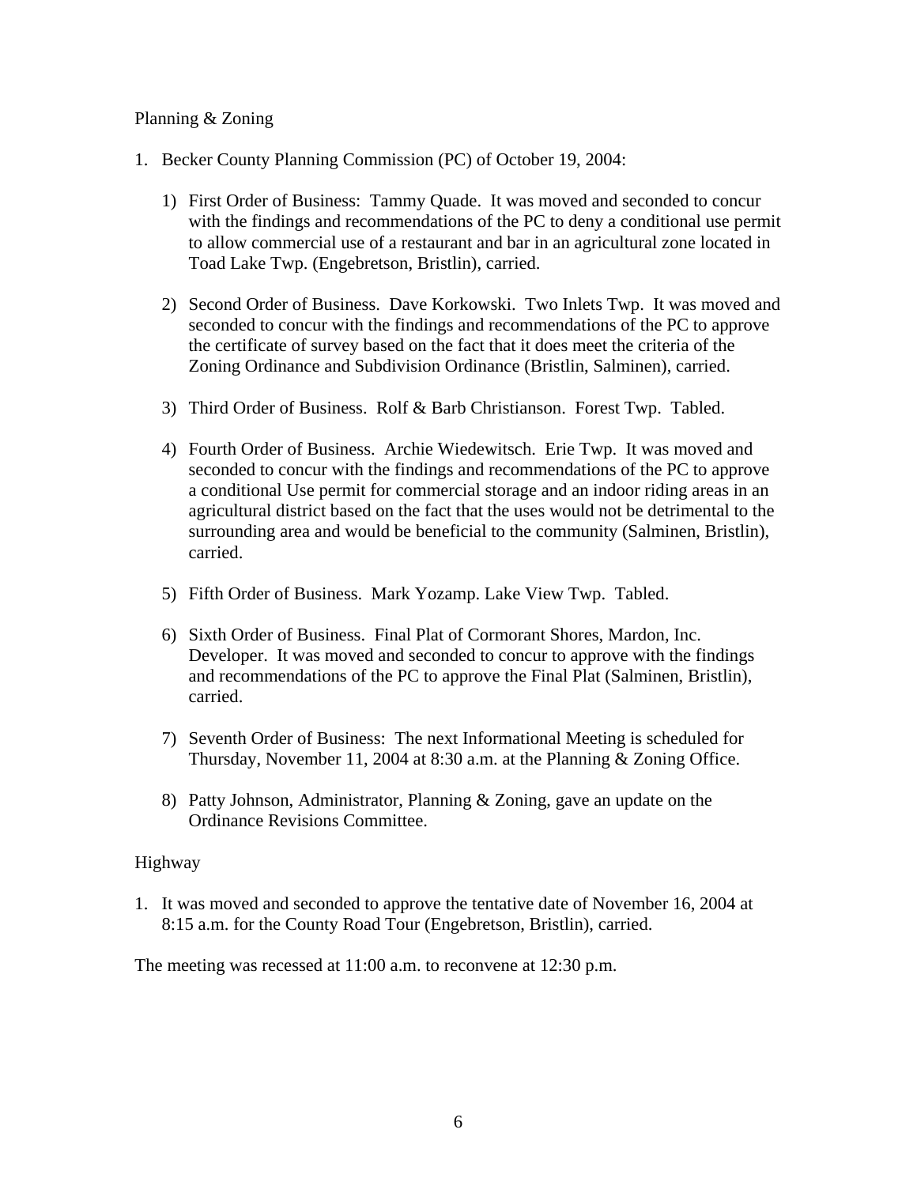Planning & Zoning

1. Becker County Planning Commission (PC) of October 19, 2004:

   1) First Order of Business: Tammy Quade. It was moved and seconded to concur with the findings and recommendations of the PC to deny a conditional use permit to allow commercial use of a restaurant and bar in an agricultural zone located in Toad Lake Twp. (Engebretson, Bristlin), carried.

   2) Second Order of Business. Dave Korkowski. Two Inlets Twp. It was moved and seconded to concur with the findings and recommendations of the PC to approve the certificate of survey based on the fact that it does meet the criteria of the Zoning Ordinance and Subdivision Ordinance (Bristlin, Salminen), carried.

   3) Third Order of Business. Rolf & Barb Christianson. Forest Twp. Tabled.

   4) Fourth Order of Business. Archie Wiedewitsch. Erie Twp. It was moved and seconded to concur with the findings and recommendations of the PC to approve a conditional Use permit for commercial storage and an indoor riding areas in an agricultural district based on the fact that the uses would not be detrimental to the surrounding area and would be beneficial to the community (Salminen, Bristlin), carried.

   5) Fifth Order of Business. Mark Yozamp. Lake View Twp. Tabled.

   6) Sixth Order of Business. Final Plat of Cormorant Shores, Mardon, Inc. Developer. It was moved and seconded to concur to approve with the findings and recommendations of the PC to approve the Final Plat (Salminen, Bristlin), carried.

   7) Seventh Order of Business: The next Informational Meeting is scheduled for Thursday, November 11, 2004 at 8:30 a.m. at the Planning & Zoning Office.

   8) Patty Johnson, Administrator, Planning & Zoning, gave an update on the Ordinance Revisions Committee.

Highway

1. It was moved and seconded to approve the tentative date of November 16, 2004 at 8:15 a.m. for the County Road Tour (Engebretson, Bristlin), carried.

The meeting was recessed at 11:00 a.m. to reconvene at 12:30 p.m.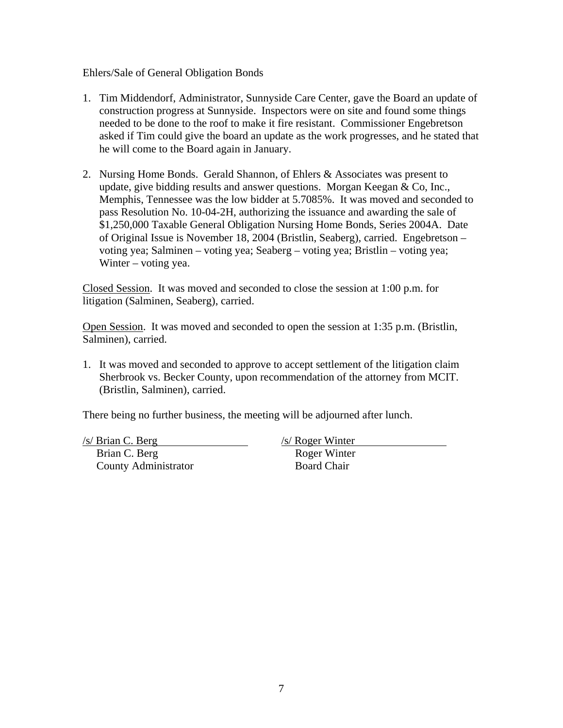Ehlers/Sale of General Obligation Bonds

1. Tim Middendorf, Administrator, Sunnyside Care Center, gave the Board an update of construction progress at Sunnyside. Inspectors were on site and found some things needed to be done to the roof to make it fire resistant. Commissioner Engebretson asked if Tim could give the board an update as the work progresses, and he stated that he will come to the Board again in January.

2. Nursing Home Bonds. Gerald Shannon, of Ehlers & Associates was present to update, give bidding results and answer questions. Morgan Keegan & Co, Inc., Memphis, Tennessee was the low bidder at 5.7085%. It was moved and seconded to pass Resolution No. 10-04-2H, authorizing the issuance and awarding the sale of $1,250,000 Taxable General Obligation Nursing Home Bonds, Series 2004A. Date of Original Issue is November 18, 2004 (Bristlin, Seaberg), carried. Engebretson – voting yea; Salminen – voting yea; Seaberg – voting yea; Bristlin – voting yea; Winter – voting yea.

<u>Closed Session</u>. It was moved and seconded to close the session at 1:00 p.m. for litigation (Salminen, Seaberg), carried.

<u>Open Session</u>. It was moved and seconded to open the session at 1:35 p.m. (Bristlin, Salminen), carried.

1. It was moved and seconded to approve to accept settlement of the litigation claim Sherbrook vs. Becker County, upon recommendation of the attorney from MCIT. (Bristlin, Salminen), carried.

There being no further business, the meeting will be adjourned after lunch.

| | |
|---|---|
| /s/ Brian C. Berg | /s/ Roger Winter |
| Brian C. Berg | Roger Winter |
| County Administrator | Board Chair |